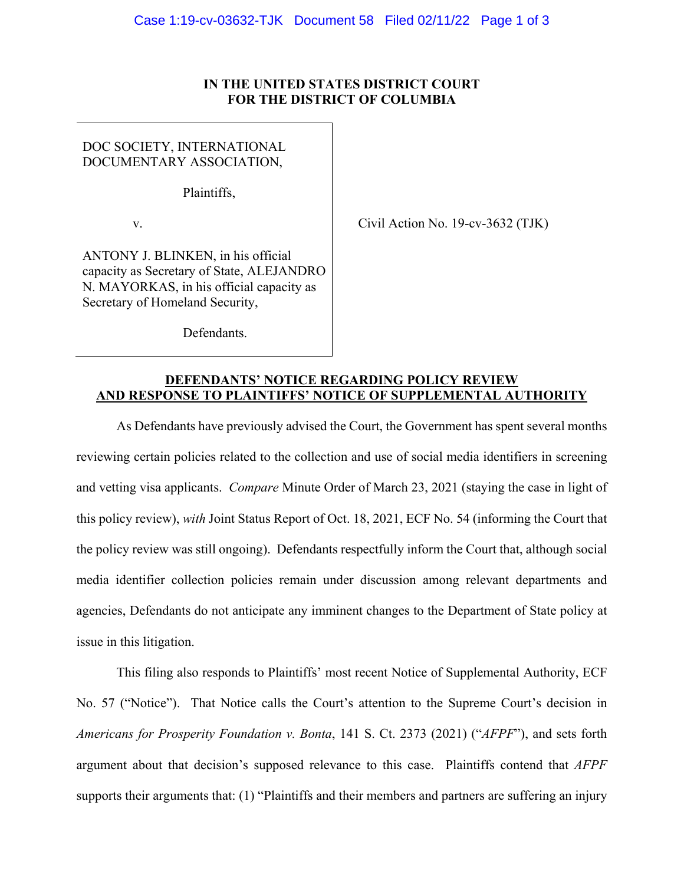**IN THE UNITED STATES DISTRICT COURT**
**FOR THE DISTRICT OF COLUMBIA**

DOC SOCIETY, INTERNATIONAL DOCUMENTARY ASSOCIATION,

Plaintiffs,

v.

ANTONY J. BLINKEN, in his official capacity as Secretary of State, ALEJANDRO N. MAYORKAS, in his official capacity as Secretary of Homeland Security,

Defendants.

Civil Action No. 19-cv-3632 (TJK)

**DEFENDANTS' NOTICE REGARDING POLICY REVIEW AND RESPONSE TO PLAINTIFFS' NOTICE OF SUPPLEMENTAL AUTHORITY**

As Defendants have previously advised the Court, the Government has spent several months reviewing certain policies related to the collection and use of social media identifiers in screening and vetting visa applicants. *Compare* Minute Order of March 23, 2021 (staying the case in light of this policy review), *with* Joint Status Report of Oct. 18, 2021, ECF No. 54 (informing the Court that the policy review was still ongoing). Defendants respectfully inform the Court that, although social media identifier collection policies remain under discussion among relevant departments and agencies, Defendants do not anticipate any imminent changes to the Department of State policy at issue in this litigation.

This filing also responds to Plaintiffs' most recent Notice of Supplemental Authority, ECF No. 57 ("Notice"). That Notice calls the Court's attention to the Supreme Court's decision in *Americans for Prosperity Foundation v. Bonta*, 141 S. Ct. 2373 (2021) ("*AFPF*"), and sets forth argument about that decision's supposed relevance to this case. Plaintiffs contend that *AFPF* supports their arguments that: (1) "Plaintiffs and their members and partners are suffering an injury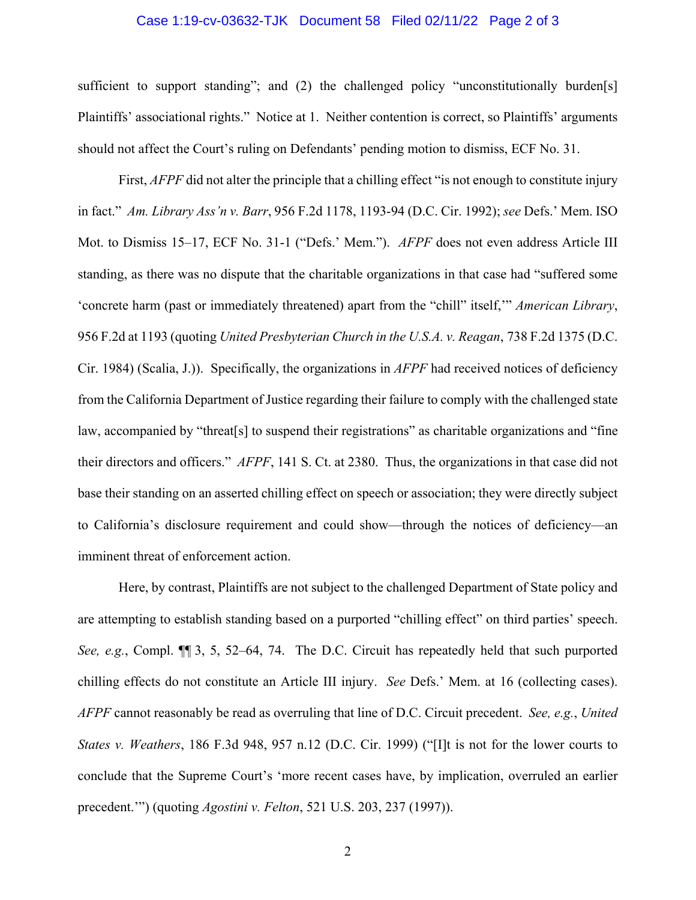sufficient to support standing"; and (2) the challenged policy "unconstitutionally burden[s] Plaintiffs' associational rights." Notice at 1. Neither contention is correct, so Plaintiffs' arguments should not affect the Court's ruling on Defendants' pending motion to dismiss, ECF No. 31.

First, *AFPF* did not alter the principle that a chilling effect "is not enough to constitute injury in fact." *Am. Library Ass'n v. Barr*, 956 F.2d 1178, 1193-94 (D.C. Cir. 1992); *see* Defs.' Mem. ISO Mot. to Dismiss 15–17, ECF No. 31-1 ("Defs.' Mem."). *AFPF* does not even address Article III standing, as there was no dispute that the charitable organizations in that case had "suffered some 'concrete harm (past or immediately threatened) apart from the "chill" itself,'" *American Library*, 956 F.2d at 1193 (quoting *United Presbyterian Church in the U.S.A. v. Reagan*, 738 F.2d 1375 (D.C. Cir. 1984) (Scalia, J.)). Specifically, the organizations in *AFPF* had received notices of deficiency from the California Department of Justice regarding their failure to comply with the challenged state law, accompanied by "threat[s] to suspend their registrations" as charitable organizations and "fine their directors and officers." *AFPF*, 141 S. Ct. at 2380. Thus, the organizations in that case did not base their standing on an asserted chilling effect on speech or association; they were directly subject to California's disclosure requirement and could show—through the notices of deficiency—an imminent threat of enforcement action.

Here, by contrast, Plaintiffs are not subject to the challenged Department of State policy and are attempting to establish standing based on a purported "chilling effect" on third parties' speech. *See, e.g.*, Compl. ¶¶ 3, 5, 52–64, 74. The D.C. Circuit has repeatedly held that such purported chilling effects do not constitute an Article III injury. *See* Defs.' Mem. at 16 (collecting cases). *AFPF* cannot reasonably be read as overruling that line of D.C. Circuit precedent. *See, e.g.*, *United States v. Weathers*, 186 F.3d 948, 957 n.12 (D.C. Cir. 1999) ("[I]t is not for the lower courts to conclude that the Supreme Court's 'more recent cases have, by implication, overruled an earlier precedent.'") (quoting *Agostini v. Felton*, 521 U.S. 203, 237 (1997)).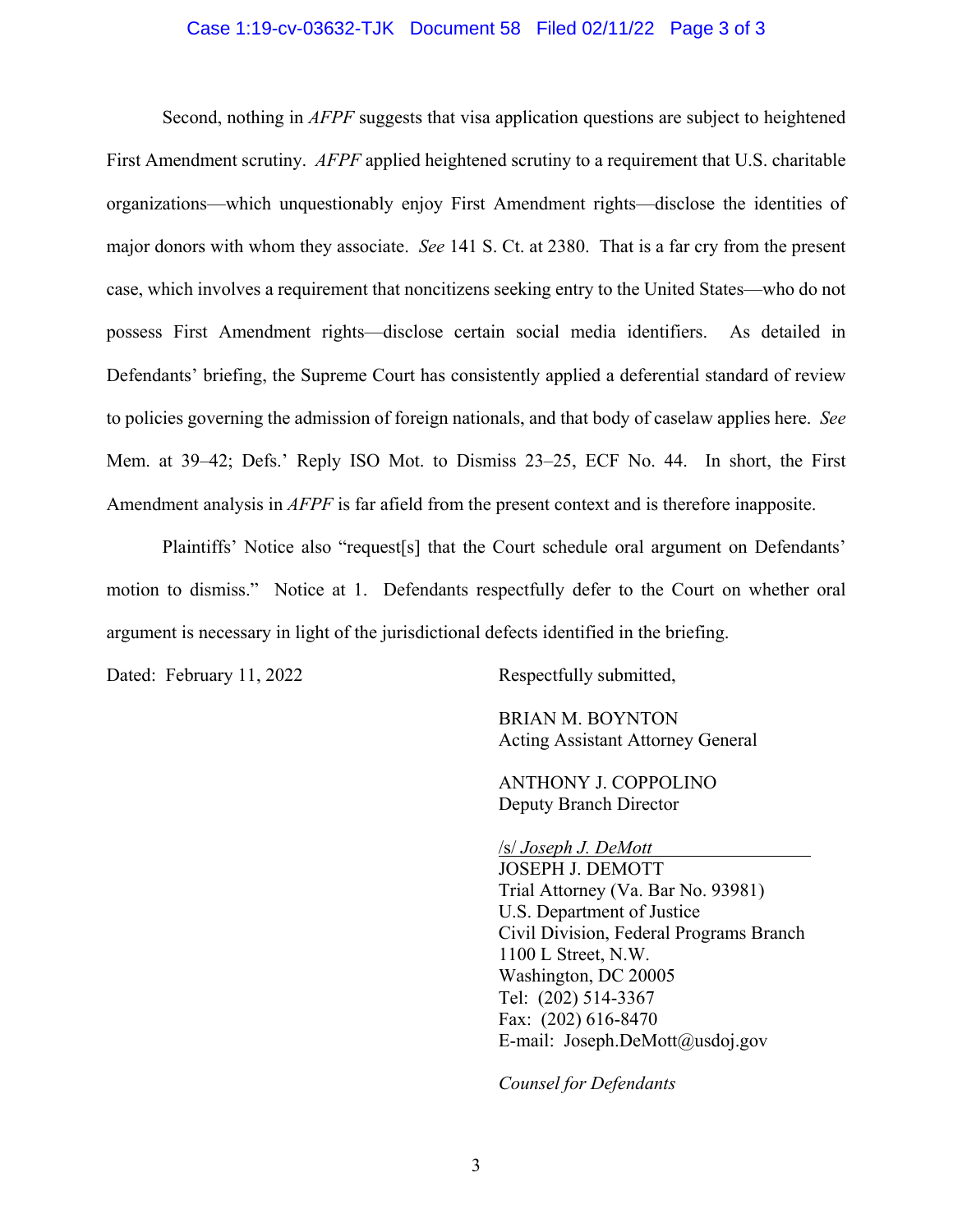Second, nothing in *AFPF* suggests that visa application questions are subject to heightened First Amendment scrutiny. *AFPF* applied heightened scrutiny to a requirement that U.S. charitable organizations—which unquestionably enjoy First Amendment rights—disclose the identities of major donors with whom they associate. *See* 141 S. Ct. at 2380. That is a far cry from the present case, which involves a requirement that noncitizens seeking entry to the United States—who do not possess First Amendment rights—disclose certain social media identifiers. As detailed in Defendants' briefing, the Supreme Court has consistently applied a deferential standard of review to policies governing the admission of foreign nationals, and that body of caselaw applies here. *See* Mem. at 39–42; Defs.' Reply ISO Mot. to Dismiss 23–25, ECF No. 44. In short, the First Amendment analysis in *AFPF* is far afield from the present context and is therefore inapposite.

Plaintiffs' Notice also "request[s] that the Court schedule oral argument on Defendants' motion to dismiss." Notice at 1. Defendants respectfully defer to the Court on whether oral argument is necessary in light of the jurisdictional defects identified in the briefing.

Dated: February 11, 2022

Respectfully submitted,

BRIAN M. BOYNTON
Acting Assistant Attorney General

ANTHONY J. COPPOLINO
Deputy Branch Director

/s/ *Joseph J. DeMott*
JOSEPH J. DEMOTT
Trial Attorney (Va. Bar No. 93981)
U.S. Department of Justice
Civil Division, Federal Programs Branch
1100 L Street, N.W.
Washington, DC 20005
Tel: (202) 514-3367
Fax: (202) 616-8470
E-mail: Joseph.DeMott@usdoj.gov

*Counsel for Defendants*